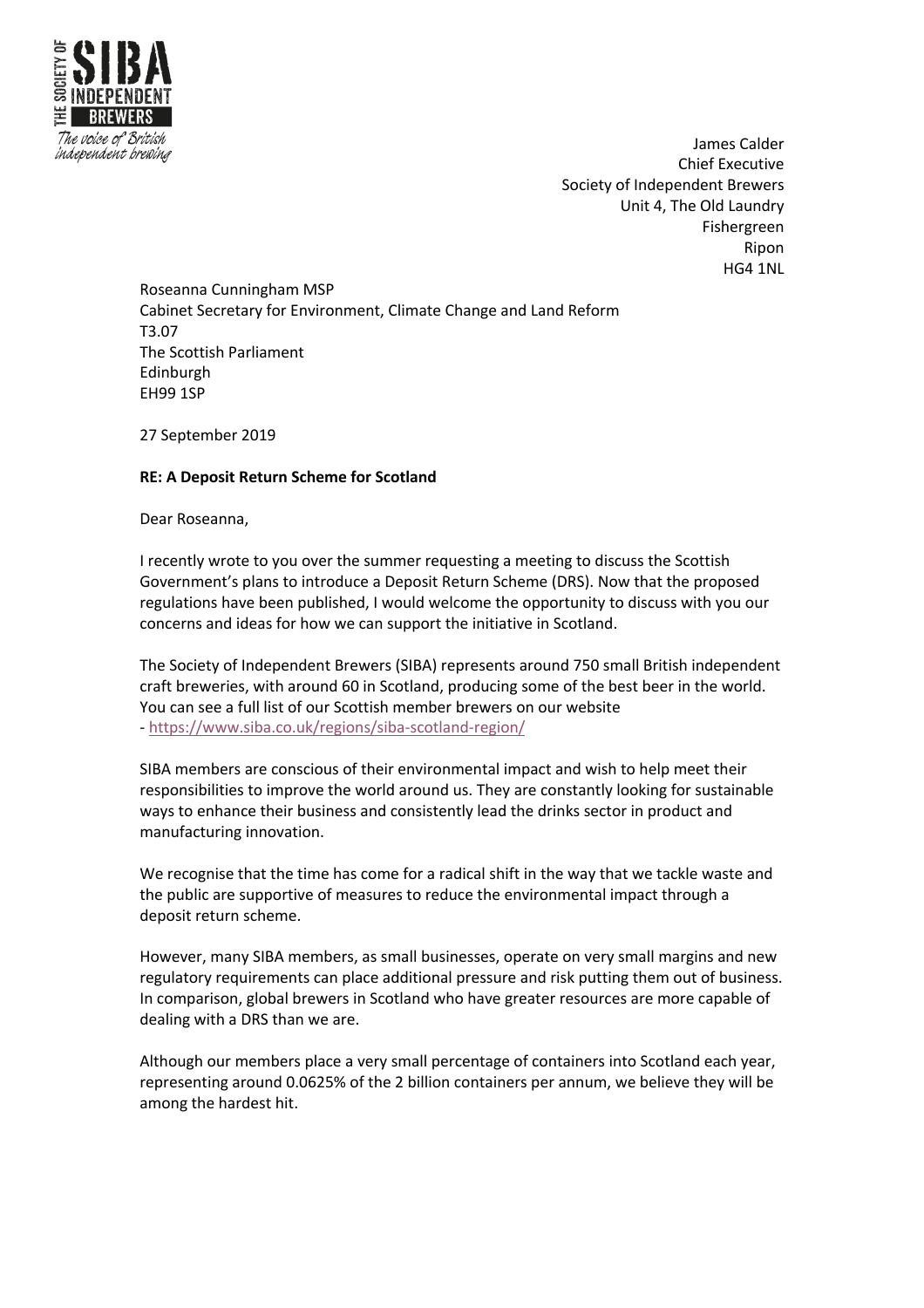James Calder
Chief Executive
Society of Independent Brewers
Unit 4, The Old Laundry
Fishergreen
Ripon
HG4 1NL

Roseanna Cunningham MSP
Cabinet Secretary for Environment, Climate Change and Land Reform
T3.07
The Scottish Parliament
Edinburgh
EH99 1SP

27 September 2019

**RE: A Deposit Return Scheme for Scotland**

Dear Roseanna,

I recently wrote to you over the summer requesting a meeting to discuss the Scottish Government's plans to introduce a Deposit Return Scheme (DRS). Now that the proposed regulations have been published, I would welcome the opportunity to discuss with you our concerns and ideas for how we can support the initiative in Scotland.

The Society of Independent Brewers (SIBA) represents around 750 small British independent craft breweries, with around 60 in Scotland, producing some of the best beer in the world. You can see a full list of our Scottish member brewers on our website - https://www.siba.co.uk/regions/siba-scotland-region/

SIBA members are conscious of their environmental impact and wish to help meet their responsibilities to improve the world around us. They are constantly looking for sustainable ways to enhance their business and consistently lead the drinks sector in product and manufacturing innovation.

We recognise that the time has come for a radical shift in the way that we tackle waste and the public are supportive of measures to reduce the environmental impact through a deposit return scheme.

However, many SIBA members, as small businesses, operate on very small margins and new regulatory requirements can place additional pressure and risk putting them out of business. In comparison, global brewers in Scotland who have greater resources are more capable of dealing with a DRS than we are.

Although our members place a very small percentage of containers into Scotland each year, representing around 0.0625% of the 2 billion containers per annum, we believe they will be among the hardest hit.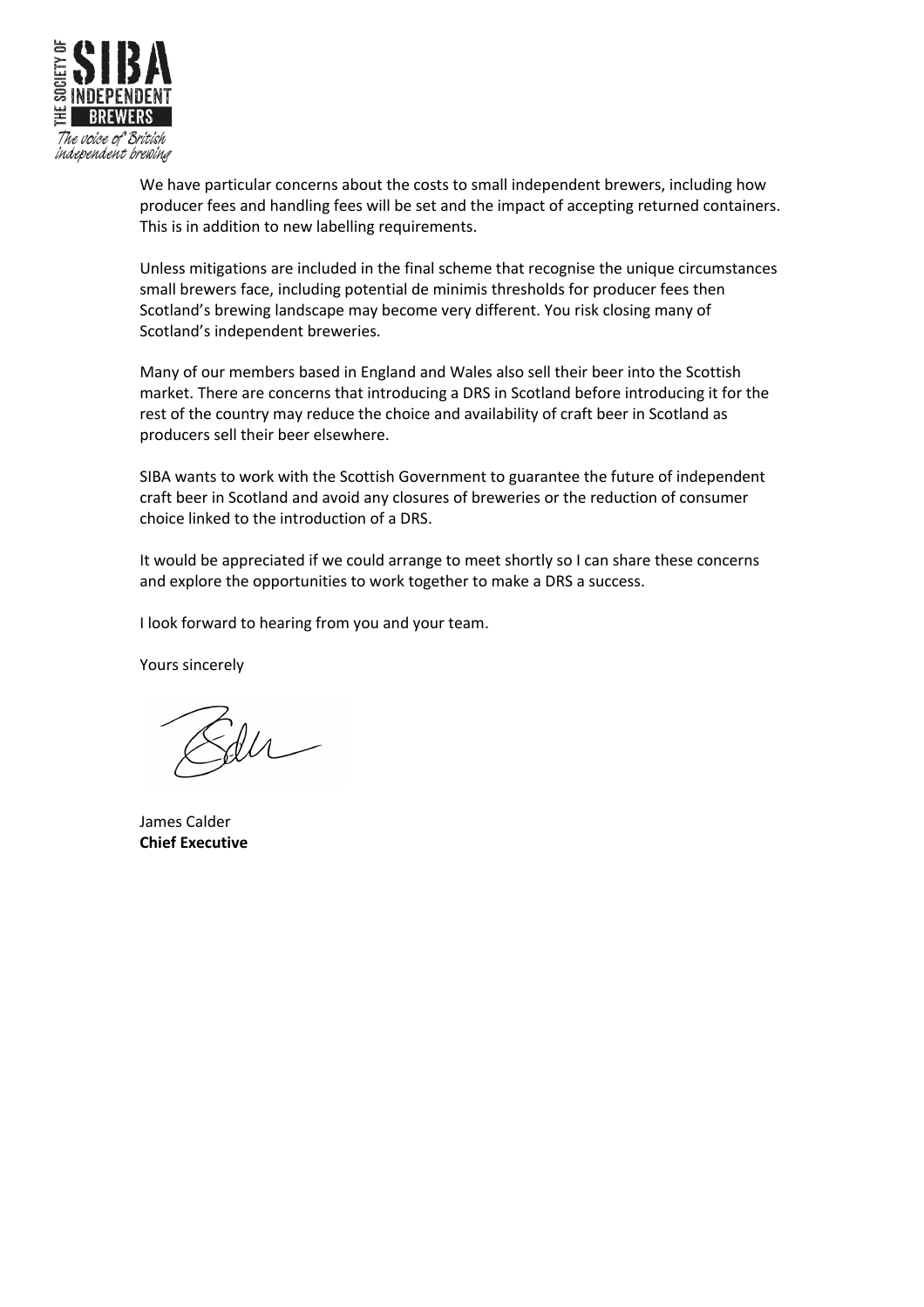We have particular concerns about the costs to small independent brewers, including how producer fees and handling fees will be set and the impact of accepting returned containers. This is in addition to new labelling requirements.

Unless mitigations are included in the final scheme that recognise the unique circumstances small brewers face, including potential de minimis thresholds for producer fees then Scotland's brewing landscape may become very different. You risk closing many of Scotland's independent breweries.

Many of our members based in England and Wales also sell their beer into the Scottish market. There are concerns that introducing a DRS in Scotland before introducing it for the rest of the country may reduce the choice and availability of craft beer in Scotland as producers sell their beer elsewhere.

SIBA wants to work with the Scottish Government to guarantee the future of independent craft beer in Scotland and avoid any closures of breweries or the reduction of consumer choice linked to the introduction of a DRS.

It would be appreciated if we could arrange to meet shortly so I can share these concerns and explore the opportunities to work together to make a DRS a success.

I look forward to hearing from you and your team.

Yours sincerely

James Calder
**Chief Executive**